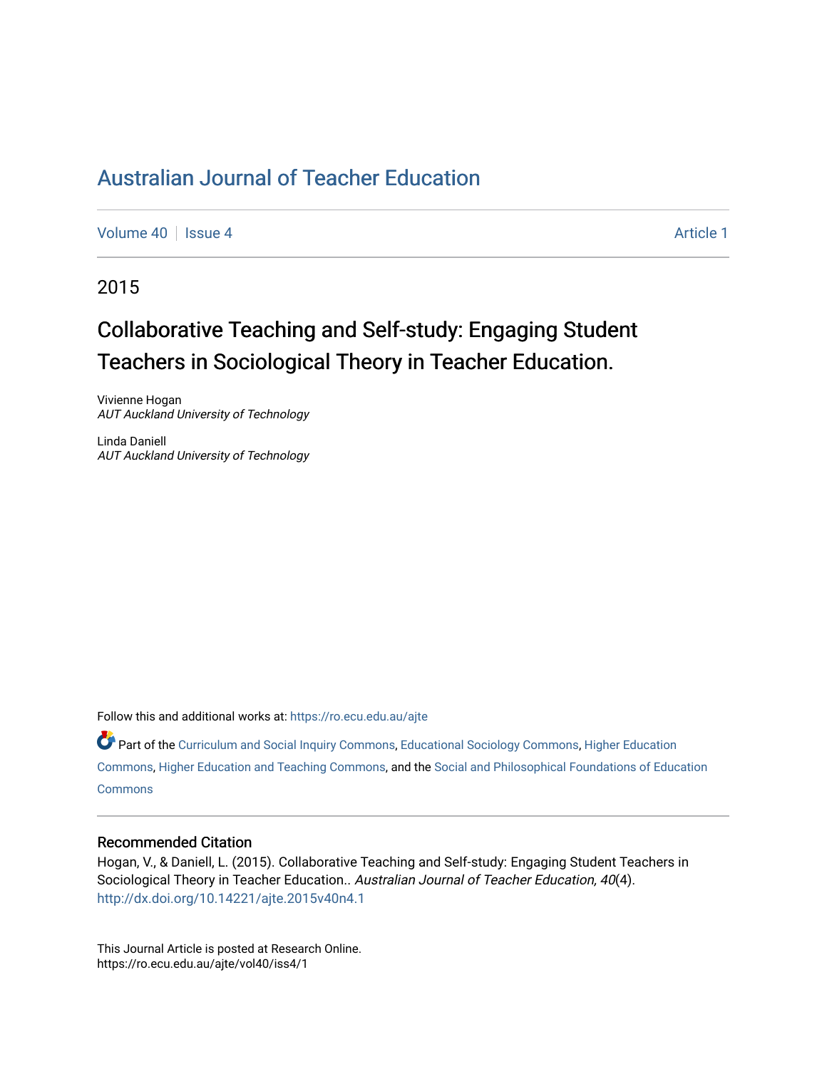# Australian Journal of Teacher Education

Volume 40 | Issue 4 | Article 1

2015

## Collaborative Teaching and Self-study: Engaging Student Teachers in Sociological Theory in Teacher Education.

Vivienne Hogan
*AUT Auckland University of Technology*

Linda Daniell
*AUT Auckland University of Technology*

Follow this and additional works at: https://ro.ecu.edu.au/ajte

Part of the Curriculum and Social Inquiry Commons, Educational Sociology Commons, Higher Education Commons, Higher Education and Teaching Commons, and the Social and Philosophical Foundations of Education Commons

### Recommended Citation

Hogan, V., & Daniell, L. (2015). Collaborative Teaching and Self-study: Engaging Student Teachers in Sociological Theory in Teacher Education.. *Australian Journal of Teacher Education, 40*(4). http://dx.doi.org/10.14221/ajte.2015v40n4.1

This Journal Article is posted at Research Online.
https://ro.ecu.edu.au/ajte/vol40/iss4/1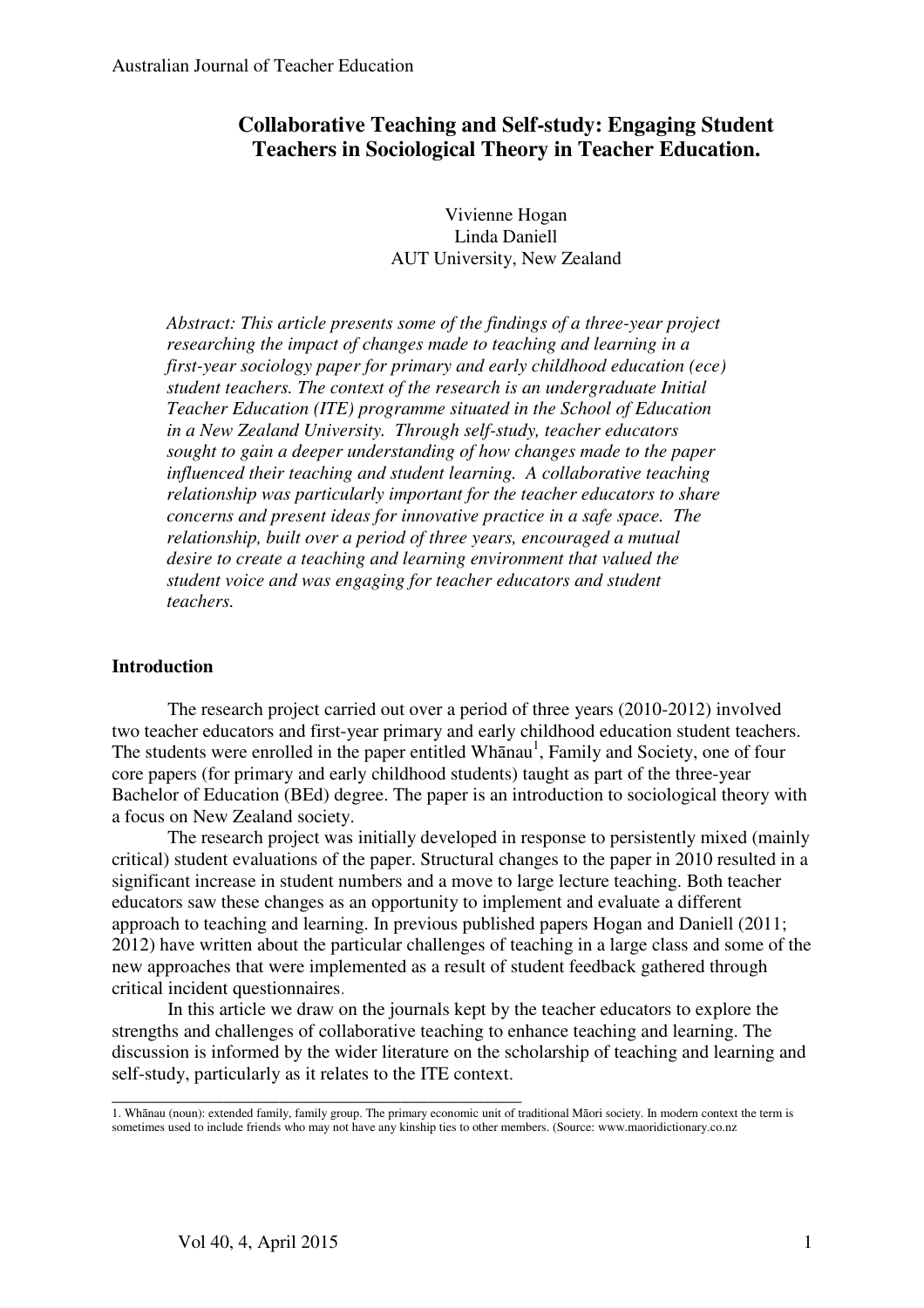# Collaborative Teaching and Self-study: Engaging Student Teachers in Sociological Theory in Teacher Education.

Vivienne Hogan
Linda Daniell
AUT University, New Zealand

*Abstract: This article presents some of the findings of a three-year project researching the impact of changes made to teaching and learning in a first-year sociology paper for primary and early childhood education (ece) student teachers. The context of the research is an undergraduate Initial Teacher Education (ITE) programme situated in the School of Education in a New Zealand University. Through self-study, teacher educators sought to gain a deeper understanding of how changes made to the paper influenced their teaching and student learning. A collaborative teaching relationship was particularly important for the teacher educators to share concerns and present ideas for innovative practice in a safe space. The relationship, built over a period of three years, encouraged a mutual desire to create a teaching and learning environment that valued the student voice and was engaging for teacher educators and student teachers.*

## Introduction

The research project carried out over a period of three years (2010-2012) involved two teacher educators and first-year primary and early childhood education student teachers. The students were enrolled in the paper entitled Whānau[1], Family and Society, one of four core papers (for primary and early childhood students) taught as part of the three-year Bachelor of Education (BEd) degree. The paper is an introduction to sociological theory with a focus on New Zealand society.

The research project was initially developed in response to persistently mixed (mainly critical) student evaluations of the paper. Structural changes to the paper in 2010 resulted in a significant increase in student numbers and a move to large lecture teaching. Both teacher educators saw these changes as an opportunity to implement and evaluate a different approach to teaching and learning. In previous published papers Hogan and Daniell (2011; 2012) have written about the particular challenges of teaching in a large class and some of the new approaches that were implemented as a result of student feedback gathered through critical incident questionnaires.

In this article we draw on the journals kept by the teacher educators to explore the strengths and challenges of collaborative teaching to enhance teaching and learning. The discussion is informed by the wider literature on the scholarship of teaching and learning and self-study, particularly as it relates to the ITE context.

---

1. Whānau (noun): extended family, family group. The primary economic unit of traditional Māori society. In modern context the term is sometimes used to include friends who may not have any kinship ties to other members. (Source: www.maoridictionary.co.nz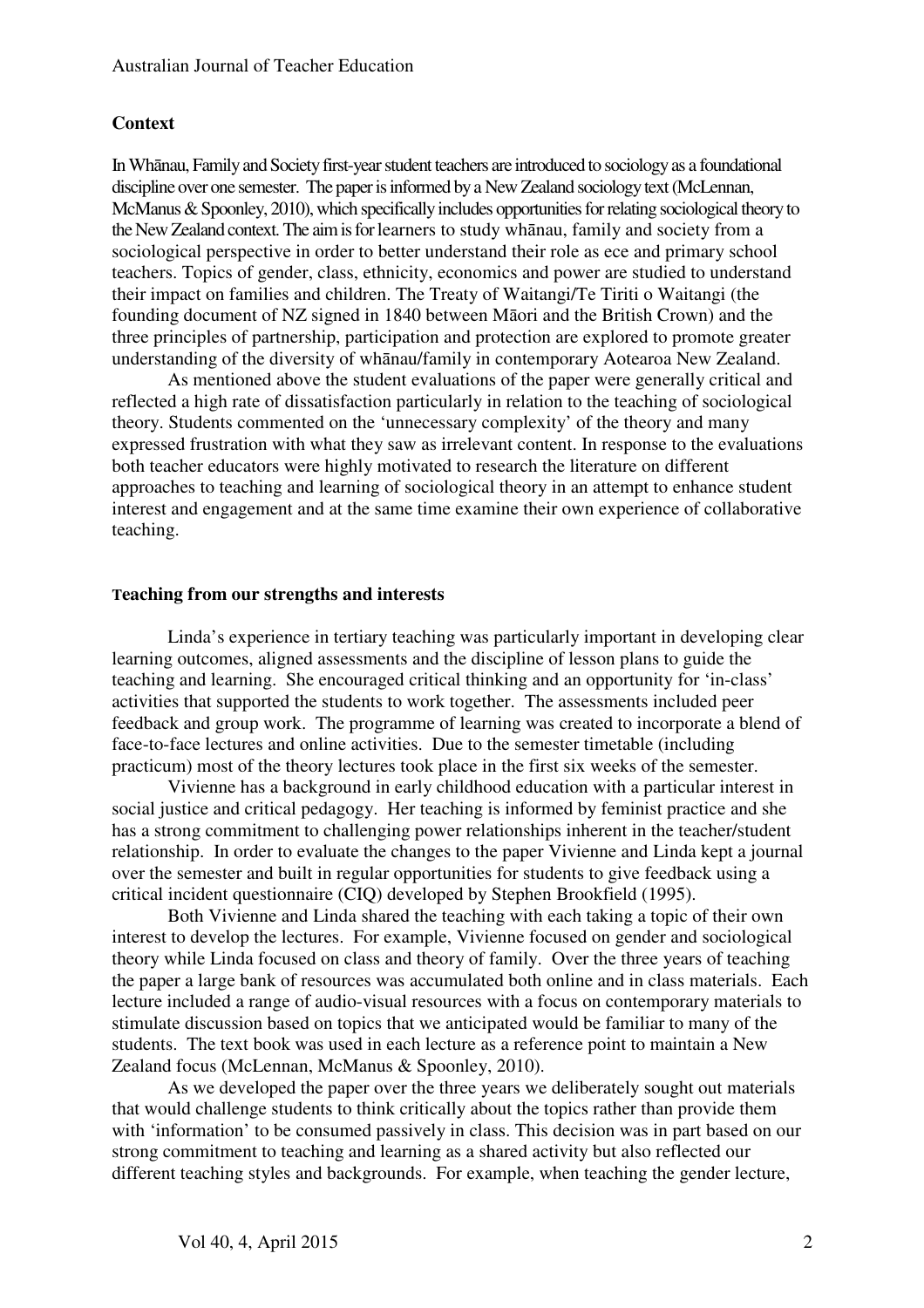## Context

In Whānau, Family and Society first-year student teachers are introduced to sociology as a foundational discipline over one semester. The paper is informed by a New Zealand sociology text (McLennan, McManus & Spoonley, 2010), which specifically includes opportunities for relating sociological theory to the New Zealand context. The aim is for learners to study whānau, family and society from a sociological perspective in order to better understand their role as ece and primary school teachers. Topics of gender, class, ethnicity, economics and power are studied to understand their impact on families and children. The Treaty of Waitangi/Te Tiriti o Waitangi (the founding document of NZ signed in 1840 between Māori and the British Crown) and the three principles of partnership, participation and protection are explored to promote greater understanding of the diversity of whānau/family in contemporary Aotearoa New Zealand.

As mentioned above the student evaluations of the paper were generally critical and reflected a high rate of dissatisfaction particularly in relation to the teaching of sociological theory. Students commented on the 'unnecessary complexity' of the theory and many expressed frustration with what they saw as irrelevant content. In response to the evaluations both teacher educators were highly motivated to research the literature on different approaches to teaching and learning of sociological theory in an attempt to enhance student interest and engagement and at the same time examine their own experience of collaborative teaching.

## Teaching from our strengths and interests

Linda's experience in tertiary teaching was particularly important in developing clear learning outcomes, aligned assessments and the discipline of lesson plans to guide the teaching and learning. She encouraged critical thinking and an opportunity for 'in-class' activities that supported the students to work together. The assessments included peer feedback and group work. The programme of learning was created to incorporate a blend of face-to-face lectures and online activities. Due to the semester timetable (including practicum) most of the theory lectures took place in the first six weeks of the semester.

Vivienne has a background in early childhood education with a particular interest in social justice and critical pedagogy. Her teaching is informed by feminist practice and she has a strong commitment to challenging power relationships inherent in the teacher/student relationship. In order to evaluate the changes to the paper Vivienne and Linda kept a journal over the semester and built in regular opportunities for students to give feedback using a critical incident questionnaire (CIQ) developed by Stephen Brookfield (1995).

Both Vivienne and Linda shared the teaching with each taking a topic of their own interest to develop the lectures. For example, Vivienne focused on gender and sociological theory while Linda focused on class and theory of family. Over the three years of teaching the paper a large bank of resources was accumulated both online and in class materials. Each lecture included a range of audio-visual resources with a focus on contemporary materials to stimulate discussion based on topics that we anticipated would be familiar to many of the students. The text book was used in each lecture as a reference point to maintain a New Zealand focus (McLennan, McManus & Spoonley, 2010).

As we developed the paper over the three years we deliberately sought out materials that would challenge students to think critically about the topics rather than provide them with 'information' to be consumed passively in class. This decision was in part based on our strong commitment to teaching and learning as a shared activity but also reflected our different teaching styles and backgrounds. For example, when teaching the gender lecture,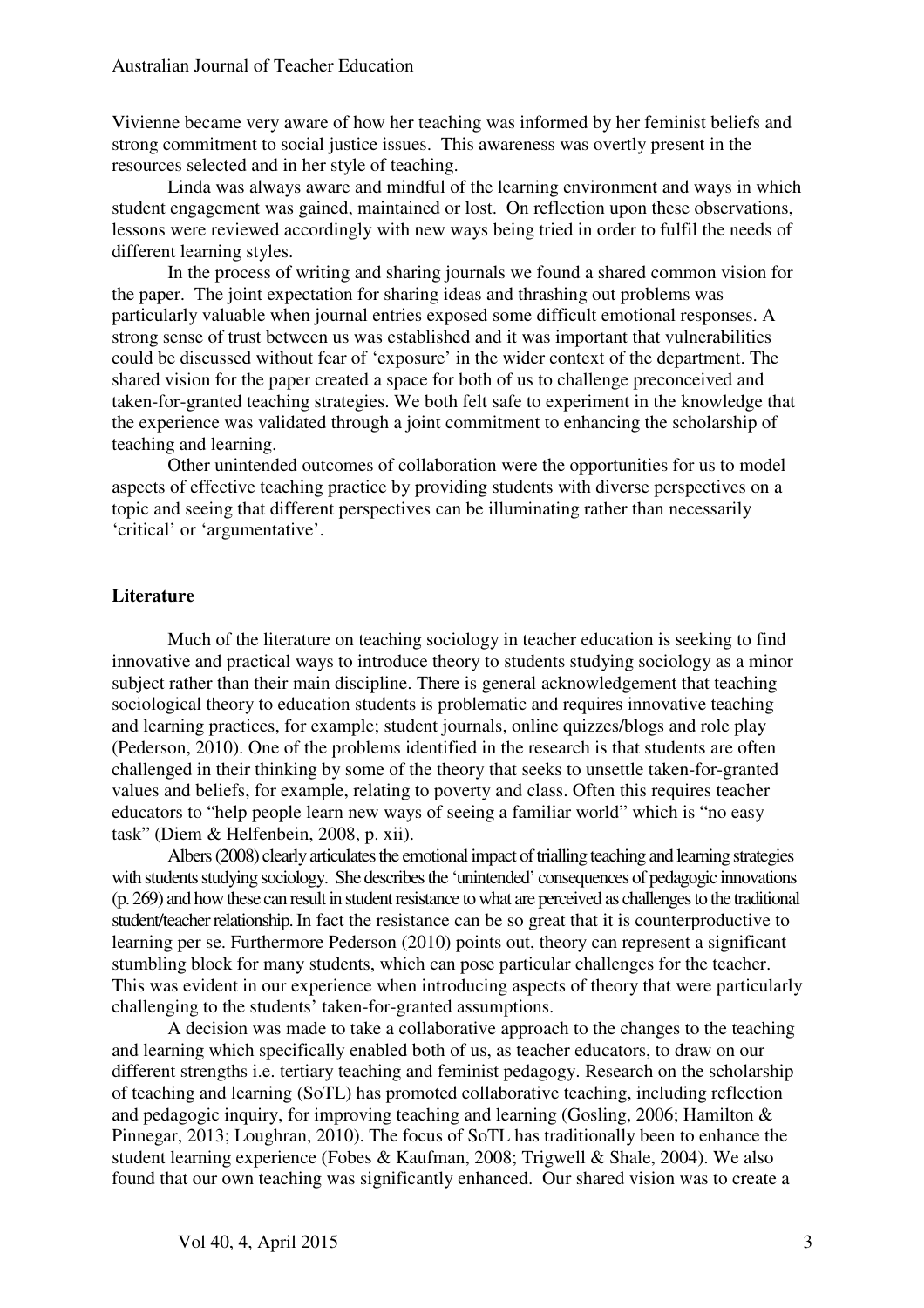Vivienne became very aware of how her teaching was informed by her feminist beliefs and strong commitment to social justice issues. This awareness was overtly present in the resources selected and in her style of teaching.

Linda was always aware and mindful of the learning environment and ways in which student engagement was gained, maintained or lost. On reflection upon these observations, lessons were reviewed accordingly with new ways being tried in order to fulfil the needs of different learning styles.

In the process of writing and sharing journals we found a shared common vision for the paper. The joint expectation for sharing ideas and thrashing out problems was particularly valuable when journal entries exposed some difficult emotional responses. A strong sense of trust between us was established and it was important that vulnerabilities could be discussed without fear of 'exposure' in the wider context of the department. The shared vision for the paper created a space for both of us to challenge preconceived and taken-for-granted teaching strategies. We both felt safe to experiment in the knowledge that the experience was validated through a joint commitment to enhancing the scholarship of teaching and learning.

Other unintended outcomes of collaboration were the opportunities for us to model aspects of effective teaching practice by providing students with diverse perspectives on a topic and seeing that different perspectives can be illuminating rather than necessarily 'critical' or 'argumentative'.

## Literature

Much of the literature on teaching sociology in teacher education is seeking to find innovative and practical ways to introduce theory to students studying sociology as a minor subject rather than their main discipline. There is general acknowledgement that teaching sociological theory to education students is problematic and requires innovative teaching and learning practices, for example; student journals, online quizzes/blogs and role play (Pederson, 2010). One of the problems identified in the research is that students are often challenged in their thinking by some of the theory that seeks to unsettle taken-for-granted values and beliefs, for example, relating to poverty and class. Often this requires teacher educators to "help people learn new ways of seeing a familiar world" which is "no easy task" (Diem & Helfenbein, 2008, p. xii).

Albers (2008) clearly articulates the emotional impact of trialling teaching and learning strategies with students studying sociology. She describes the 'unintended' consequences of pedagogic innovations (p. 269) and how these can result in student resistance to what are perceived as challenges to the traditional student/teacher relationship. In fact the resistance can be so great that it is counterproductive to learning per se. Furthermore Pederson (2010) points out, theory can represent a significant stumbling block for many students, which can pose particular challenges for the teacher. This was evident in our experience when introducing aspects of theory that were particularly challenging to the students' taken-for-granted assumptions.

A decision was made to take a collaborative approach to the changes to the teaching and learning which specifically enabled both of us, as teacher educators, to draw on our different strengths i.e. tertiary teaching and feminist pedagogy. Research on the scholarship of teaching and learning (SoTL) has promoted collaborative teaching, including reflection and pedagogic inquiry, for improving teaching and learning (Gosling, 2006; Hamilton & Pinnegar, 2013; Loughran, 2010). The focus of SoTL has traditionally been to enhance the student learning experience (Fobes & Kaufman, 2008; Trigwell & Shale, 2004). We also found that our own teaching was significantly enhanced. Our shared vision was to create a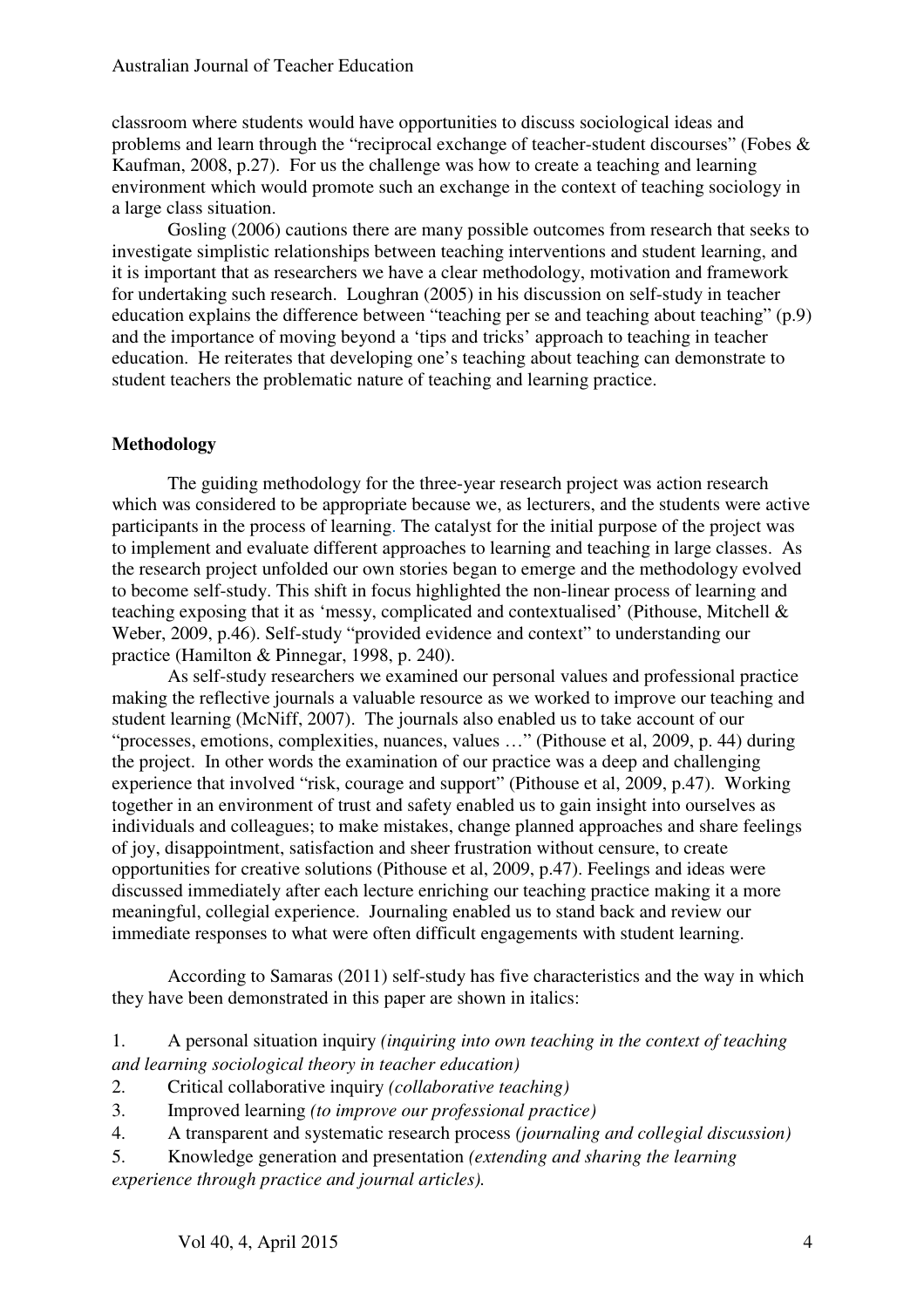classroom where students would have opportunities to discuss sociological ideas and problems and learn through the "reciprocal exchange of teacher-student discourses" (Fobes & Kaufman, 2008, p.27). For us the challenge was how to create a teaching and learning environment which would promote such an exchange in the context of teaching sociology in a large class situation.

Gosling (2006) cautions there are many possible outcomes from research that seeks to investigate simplistic relationships between teaching interventions and student learning, and it is important that as researchers we have a clear methodology, motivation and framework for undertaking such research. Loughran (2005) in his discussion on self-study in teacher education explains the difference between "teaching per se and teaching about teaching" (p.9) and the importance of moving beyond a 'tips and tricks' approach to teaching in teacher education. He reiterates that developing one's teaching about teaching can demonstrate to student teachers the problematic nature of teaching and learning practice.

## Methodology

The guiding methodology for the three-year research project was action research which was considered to be appropriate because we, as lecturers, and the students were active participants in the process of learning. The catalyst for the initial purpose of the project was to implement and evaluate different approaches to learning and teaching in large classes. As the research project unfolded our own stories began to emerge and the methodology evolved to become self-study. This shift in focus highlighted the non-linear process of learning and teaching exposing that it as 'messy, complicated and contextualised' (Pithouse, Mitchell & Weber, 2009, p.46). Self-study "provided evidence and context" to understanding our practice (Hamilton & Pinnegar, 1998, p. 240).

As self-study researchers we examined our personal values and professional practice making the reflective journals a valuable resource as we worked to improve our teaching and student learning (McNiff, 2007). The journals also enabled us to take account of our "processes, emotions, complexities, nuances, values …" (Pithouse et al, 2009, p. 44) during the project. In other words the examination of our practice was a deep and challenging experience that involved "risk, courage and support" (Pithouse et al, 2009, p.47). Working together in an environment of trust and safety enabled us to gain insight into ourselves as individuals and colleagues; to make mistakes, change planned approaches and share feelings of joy, disappointment, satisfaction and sheer frustration without censure, to create opportunities for creative solutions (Pithouse et al, 2009, p.47). Feelings and ideas were discussed immediately after each lecture enriching our teaching practice making it a more meaningful, collegial experience. Journaling enabled us to stand back and review our immediate responses to what were often difficult engagements with student learning.

According to Samaras (2011) self-study has five characteristics and the way in which they have been demonstrated in this paper are shown in italics:

1. A personal situation inquiry *(inquiring into own teaching in the context of teaching and learning sociological theory in teacher education)*
2. Critical collaborative inquiry *(collaborative teaching)*
3. Improved learning *(to improve our professional practice)*
4. A transparent and systematic research process *(journaling and collegial discussion)*
5. Knowledge generation and presentation *(extending and sharing the learning experience through practice and journal articles).*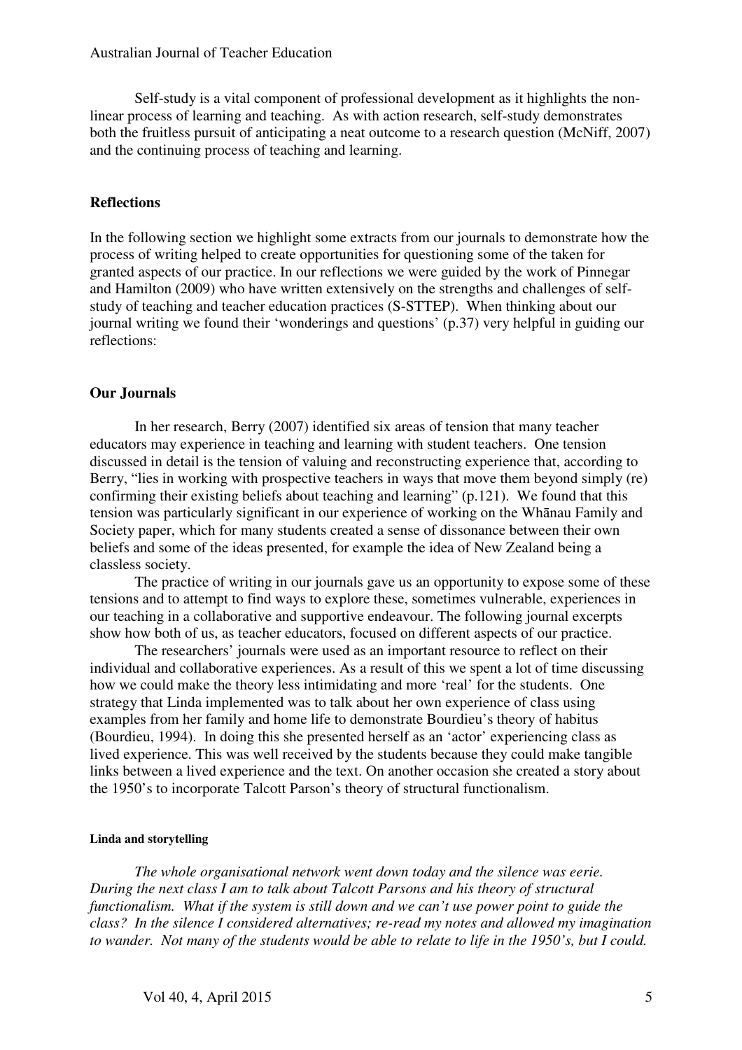Self-study is a vital component of professional development as it highlights the non-linear process of learning and teaching. As with action research, self-study demonstrates both the fruitless pursuit of anticipating a neat outcome to a research question (McNiff, 2007) and the continuing process of teaching and learning.

## Reflections

In the following section we highlight some extracts from our journals to demonstrate how the process of writing helped to create opportunities for questioning some of the taken for granted aspects of our practice. In our reflections we were guided by the work of Pinnegar and Hamilton (2009) who have written extensively on the strengths and challenges of self-study of teaching and teacher education practices (S-STTEP). When thinking about our journal writing we found their 'wonderings and questions' (p.37) very helpful in guiding our reflections:

## Our Journals

In her research, Berry (2007) identified six areas of tension that many teacher educators may experience in teaching and learning with student teachers. One tension discussed in detail is the tension of valuing and reconstructing experience that, according to Berry, "lies in working with prospective teachers in ways that move them beyond simply (re) confirming their existing beliefs about teaching and learning" (p.121). We found that this tension was particularly significant in our experience of working on the Whānau Family and Society paper, which for many students created a sense of dissonance between their own beliefs and some of the ideas presented, for example the idea of New Zealand being a classless society.

The practice of writing in our journals gave us an opportunity to expose some of these tensions and to attempt to find ways to explore these, sometimes vulnerable, experiences in our teaching in a collaborative and supportive endeavour. The following journal excerpts show how both of us, as teacher educators, focused on different aspects of our practice.

The researchers' journals were used as an important resource to reflect on their individual and collaborative experiences. As a result of this we spent a lot of time discussing how we could make the theory less intimidating and more 'real' for the students. One strategy that Linda implemented was to talk about her own experience of class using examples from her family and home life to demonstrate Bourdieu's theory of habitus (Bourdieu, 1994). In doing this she presented herself as an 'actor' experiencing class as lived experience. This was well received by the students because they could make tangible links between a lived experience and the text. On another occasion she created a story about the 1950's to incorporate Talcott Parson's theory of structural functionalism.

#### Linda and storytelling

*The whole organisational network went down today and the silence was eerie. During the next class I am to talk about Talcott Parsons and his theory of structural functionalism. What if the system is still down and we can't use power point to guide the class? In the silence I considered alternatives; re-read my notes and allowed my imagination to wander. Not many of the students would be able to relate to life in the 1950's, but I could.*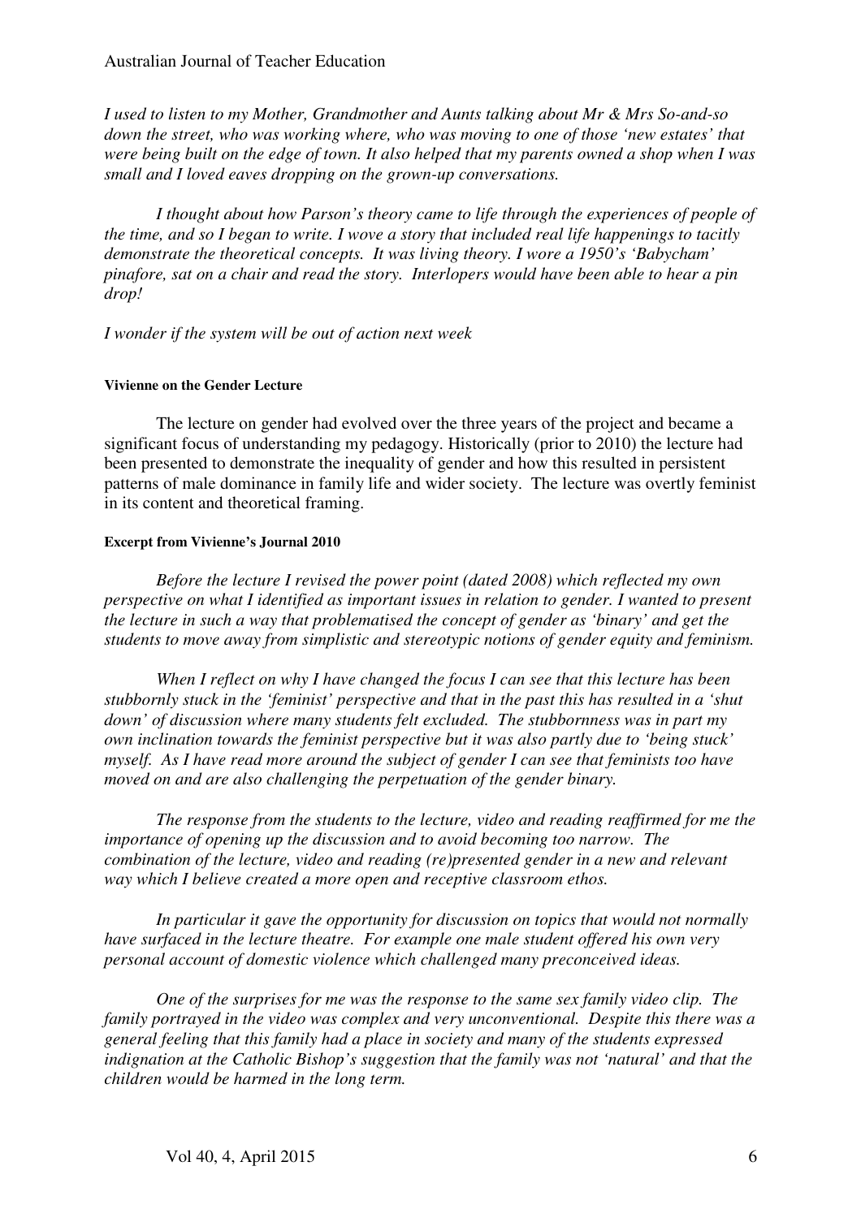*I used to listen to my Mother, Grandmother and Aunts talking about Mr & Mrs So-and-so down the street, who was working where, who was moving to one of those 'new estates' that were being built on the edge of town. It also helped that my parents owned a shop when I was small and I loved eaves dropping on the grown-up conversations.*

*I thought about how Parson's theory came to life through the experiences of people of the time, and so I began to write. I wove a story that included real life happenings to tacitly demonstrate the theoretical concepts. It was living theory. I wore a 1950's 'Babycham' pinafore, sat on a chair and read the story. Interlopers would have been able to hear a pin drop!*

*I wonder if the system will be out of action next week*

#### Vivienne on the Gender Lecture

The lecture on gender had evolved over the three years of the project and became a significant focus of understanding my pedagogy. Historically (prior to 2010) the lecture had been presented to demonstrate the inequality of gender and how this resulted in persistent patterns of male dominance in family life and wider society. The lecture was overtly feminist in its content and theoretical framing.

#### Excerpt from Vivienne's Journal 2010

*Before the lecture I revised the power point (dated 2008) which reflected my own perspective on what I identified as important issues in relation to gender. I wanted to present the lecture in such a way that problematised the concept of gender as 'binary' and get the students to move away from simplistic and stereotypic notions of gender equity and feminism.*

*When I reflect on why I have changed the focus I can see that this lecture has been stubbornly stuck in the 'feminist' perspective and that in the past this has resulted in a 'shut down' of discussion where many students felt excluded. The stubbornness was in part my own inclination towards the feminist perspective but it was also partly due to 'being stuck' myself. As I have read more around the subject of gender I can see that feminists too have moved on and are also challenging the perpetuation of the gender binary.*

*The response from the students to the lecture, video and reading reaffirmed for me the importance of opening up the discussion and to avoid becoming too narrow. The combination of the lecture, video and reading (re)presented gender in a new and relevant way which I believe created a more open and receptive classroom ethos.*

*In particular it gave the opportunity for discussion on topics that would not normally have surfaced in the lecture theatre. For example one male student offered his own very personal account of domestic violence which challenged many preconceived ideas.*

*One of the surprises for me was the response to the same sex family video clip. The family portrayed in the video was complex and very unconventional. Despite this there was a general feeling that this family had a place in society and many of the students expressed indignation at the Catholic Bishop's suggestion that the family was not 'natural' and that the children would be harmed in the long term.*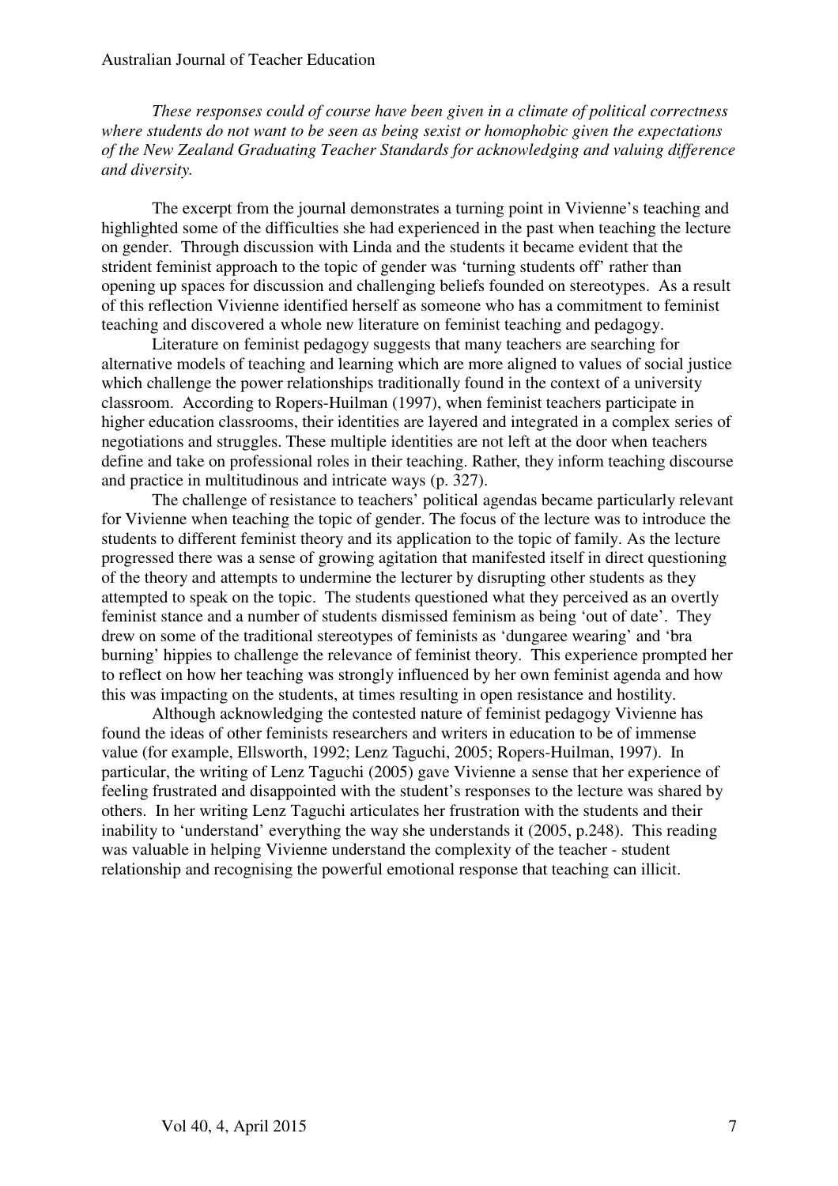*These responses could of course have been given in a climate of political correctness where students do not want to be seen as being sexist or homophobic given the expectations of the New Zealand Graduating Teacher Standards for acknowledging and valuing difference and diversity.*

The excerpt from the journal demonstrates a turning point in Vivienne's teaching and highlighted some of the difficulties she had experienced in the past when teaching the lecture on gender. Through discussion with Linda and the students it became evident that the strident feminist approach to the topic of gender was 'turning students off' rather than opening up spaces for discussion and challenging beliefs founded on stereotypes. As a result of this reflection Vivienne identified herself as someone who has a commitment to feminist teaching and discovered a whole new literature on feminist teaching and pedagogy.

Literature on feminist pedagogy suggests that many teachers are searching for alternative models of teaching and learning which are more aligned to values of social justice which challenge the power relationships traditionally found in the context of a university classroom. According to Ropers-Huilman (1997), when feminist teachers participate in higher education classrooms, their identities are layered and integrated in a complex series of negotiations and struggles. These multiple identities are not left at the door when teachers define and take on professional roles in their teaching. Rather, they inform teaching discourse and practice in multitudinous and intricate ways (p. 327).

The challenge of resistance to teachers' political agendas became particularly relevant for Vivienne when teaching the topic of gender. The focus of the lecture was to introduce the students to different feminist theory and its application to the topic of family. As the lecture progressed there was a sense of growing agitation that manifested itself in direct questioning of the theory and attempts to undermine the lecturer by disrupting other students as they attempted to speak on the topic. The students questioned what they perceived as an overtly feminist stance and a number of students dismissed feminism as being 'out of date'. They drew on some of the traditional stereotypes of feminists as 'dungaree wearing' and 'bra burning' hippies to challenge the relevance of feminist theory. This experience prompted her to reflect on how her teaching was strongly influenced by her own feminist agenda and how this was impacting on the students, at times resulting in open resistance and hostility.

Although acknowledging the contested nature of feminist pedagogy Vivienne has found the ideas of other feminists researchers and writers in education to be of immense value (for example, Ellsworth, 1992; Lenz Taguchi, 2005; Ropers-Huilman, 1997). In particular, the writing of Lenz Taguchi (2005) gave Vivienne a sense that her experience of feeling frustrated and disappointed with the student's responses to the lecture was shared by others. In her writing Lenz Taguchi articulates her frustration with the students and their inability to 'understand' everything the way she understands it (2005, p.248). This reading was valuable in helping Vivienne understand the complexity of the teacher - student relationship and recognising the powerful emotional response that teaching can illicit.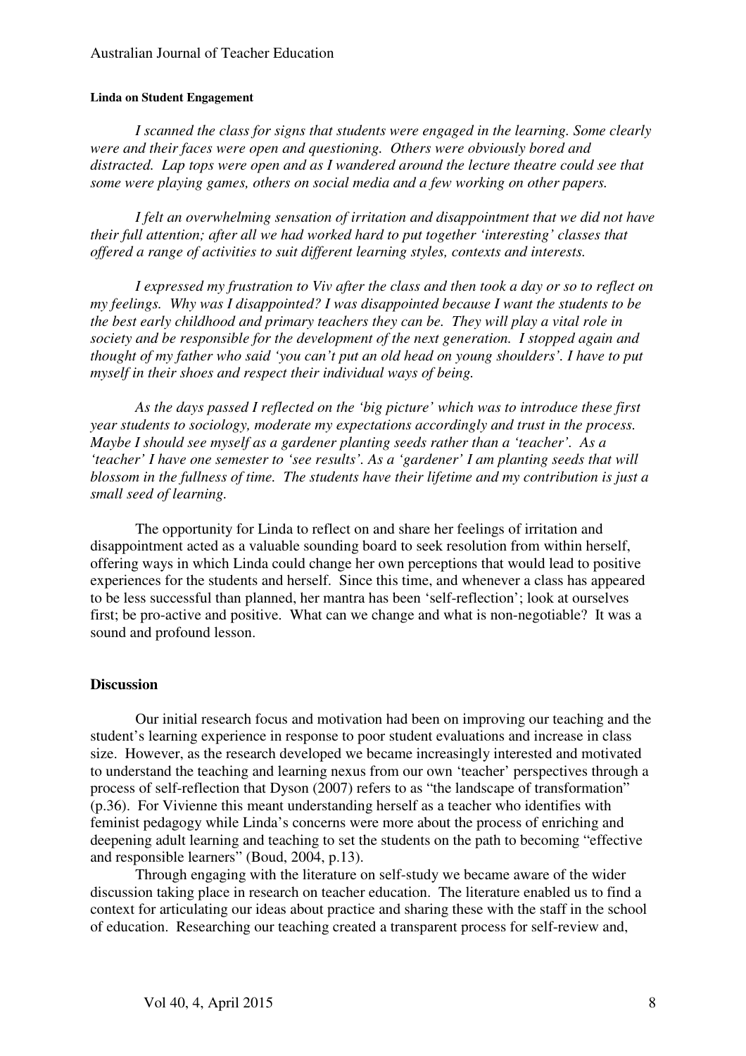**Linda on Student Engagement**

*I scanned the class for signs that students were engaged in the learning. Some clearly were and their faces were open and questioning. Others were obviously bored and distracted. Lap tops were open and as I wandered around the lecture theatre could see that some were playing games, others on social media and a few working on other papers.*

*I felt an overwhelming sensation of irritation and disappointment that we did not have their full attention; after all we had worked hard to put together 'interesting' classes that offered a range of activities to suit different learning styles, contexts and interests.*

*I expressed my frustration to Viv after the class and then took a day or so to reflect on my feelings. Why was I disappointed? I was disappointed because I want the students to be the best early childhood and primary teachers they can be. They will play a vital role in society and be responsible for the development of the next generation. I stopped again and thought of my father who said 'you can't put an old head on young shoulders'. I have to put myself in their shoes and respect their individual ways of being.*

*As the days passed I reflected on the 'big picture' which was to introduce these first year students to sociology, moderate my expectations accordingly and trust in the process. Maybe I should see myself as a gardener planting seeds rather than a 'teacher'. As a 'teacher' I have one semester to 'see results'. As a 'gardener' I am planting seeds that will blossom in the fullness of time. The students have their lifetime and my contribution is just a small seed of learning.*

The opportunity for Linda to reflect on and share her feelings of irritation and disappointment acted as a valuable sounding board to seek resolution from within herself, offering ways in which Linda could change her own perceptions that would lead to positive experiences for the students and herself. Since this time, and whenever a class has appeared to be less successful than planned, her mantra has been 'self-reflection'; look at ourselves first; be pro-active and positive. What can we change and what is non-negotiable? It was a sound and profound lesson.

## Discussion

Our initial research focus and motivation had been on improving our teaching and the student's learning experience in response to poor student evaluations and increase in class size. However, as the research developed we became increasingly interested and motivated to understand the teaching and learning nexus from our own 'teacher' perspectives through a process of self-reflection that Dyson (2007) refers to as "the landscape of transformation" (p.36). For Vivienne this meant understanding herself as a teacher who identifies with feminist pedagogy while Linda's concerns were more about the process of enriching and deepening adult learning and teaching to set the students on the path to becoming "effective and responsible learners" (Boud, 2004, p.13).

Through engaging with the literature on self-study we became aware of the wider discussion taking place in research on teacher education. The literature enabled us to find a context for articulating our ideas about practice and sharing these with the staff in the school of education. Researching our teaching created a transparent process for self-review and,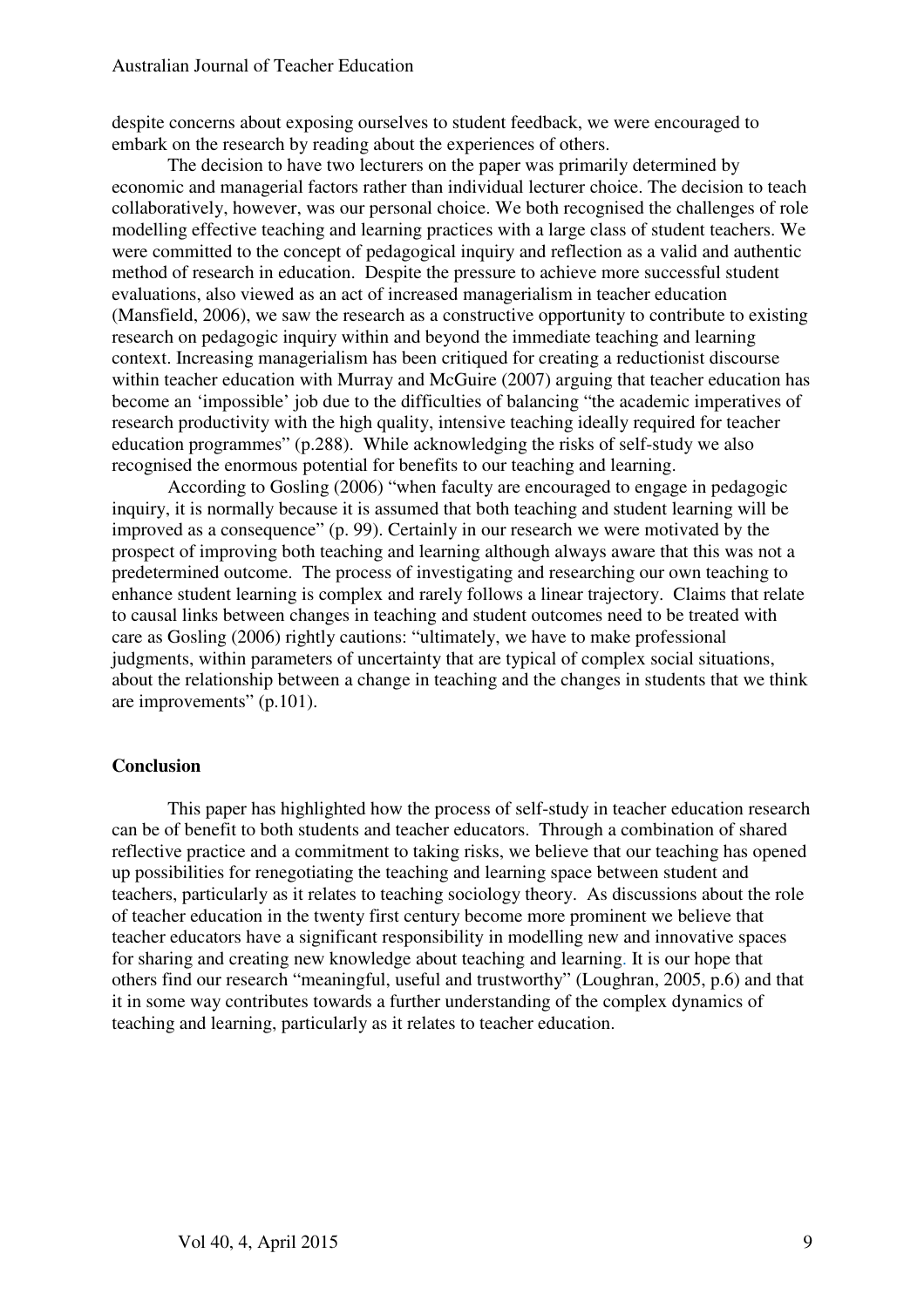despite concerns about exposing ourselves to student feedback, we were encouraged to embark on the research by reading about the experiences of others.

The decision to have two lecturers on the paper was primarily determined by economic and managerial factors rather than individual lecturer choice. The decision to teach collaboratively, however, was our personal choice. We both recognised the challenges of role modelling effective teaching and learning practices with a large class of student teachers. We were committed to the concept of pedagogical inquiry and reflection as a valid and authentic method of research in education. Despite the pressure to achieve more successful student evaluations, also viewed as an act of increased managerialism in teacher education (Mansfield, 2006), we saw the research as a constructive opportunity to contribute to existing research on pedagogic inquiry within and beyond the immediate teaching and learning context. Increasing managerialism has been critiqued for creating a reductionist discourse within teacher education with Murray and McGuire (2007) arguing that teacher education has become an 'impossible' job due to the difficulties of balancing "the academic imperatives of research productivity with the high quality, intensive teaching ideally required for teacher education programmes" (p.288). While acknowledging the risks of self-study we also recognised the enormous potential for benefits to our teaching and learning.

According to Gosling (2006) "when faculty are encouraged to engage in pedagogic inquiry, it is normally because it is assumed that both teaching and student learning will be improved as a consequence" (p. 99). Certainly in our research we were motivated by the prospect of improving both teaching and learning although always aware that this was not a predetermined outcome. The process of investigating and researching our own teaching to enhance student learning is complex and rarely follows a linear trajectory. Claims that relate to causal links between changes in teaching and student outcomes need to be treated with care as Gosling (2006) rightly cautions: "ultimately, we have to make professional judgments, within parameters of uncertainty that are typical of complex social situations, about the relationship between a change in teaching and the changes in students that we think are improvements" (p.101).

## Conclusion

This paper has highlighted how the process of self-study in teacher education research can be of benefit to both students and teacher educators. Through a combination of shared reflective practice and a commitment to taking risks, we believe that our teaching has opened up possibilities for renegotiating the teaching and learning space between student and teachers, particularly as it relates to teaching sociology theory. As discussions about the role of teacher education in the twenty first century become more prominent we believe that teacher educators have a significant responsibility in modelling new and innovative spaces for sharing and creating new knowledge about teaching and learning. It is our hope that others find our research "meaningful, useful and trustworthy" (Loughran, 2005, p.6) and that it in some way contributes towards a further understanding of the complex dynamics of teaching and learning, particularly as it relates to teacher education.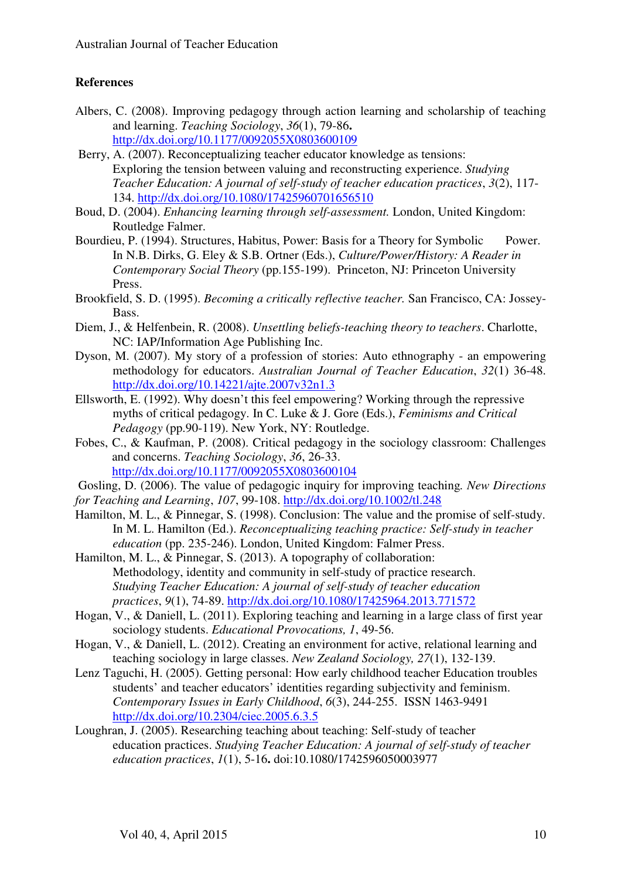## References

Albers, C. (2008). Improving pedagogy through action learning and scholarship of teaching and learning. *Teaching Sociology*, *36*(1), 79-86**.** http://dx.doi.org/10.1177/0092055X0803600109

Berry, A. (2007). Reconceptualizing teacher educator knowledge as tensions: Exploring the tension between valuing and reconstructing experience. *Studying Teacher Education: A journal of self-study of teacher education practices*, *3*(2), 117-134. http://dx.doi.org/10.1080/17425960701656510

Boud, D. (2004). *Enhancing learning through self-assessment.* London, United Kingdom: Routledge Falmer.

Bourdieu, P. (1994). Structures, Habitus, Power: Basis for a Theory for Symbolic Power. In N.B. Dirks, G. Eley & S.B. Ortner (Eds.), *Culture/Power/History: A Reader in Contemporary Social Theory* (pp.155-199). Princeton, NJ: Princeton University Press.

Brookfield, S. D. (1995). *Becoming a critically reflective teacher.* San Francisco, CA: Jossey-Bass.

Diem, J., & Helfenbein, R. (2008). *Unsettling beliefs-teaching theory to teachers*. Charlotte, NC: IAP/Information Age Publishing Inc.

Dyson, M. (2007). My story of a profession of stories: Auto ethnography - an empowering methodology for educators. *Australian Journal of Teacher Education*, *32*(1) 36-48. http://dx.doi.org/10.14221/ajte.2007v32n1.3

Ellsworth, E. (1992). Why doesn't this feel empowering? Working through the repressive myths of critical pedagogy. In C. Luke & J. Gore (Eds.), *Feminisms and Critical Pedagogy* (pp.90-119). New York, NY: Routledge.

Fobes, C., & Kaufman, P. (2008). Critical pedagogy in the sociology classroom: Challenges and concerns. *Teaching Sociology*, *36*, 26-33. http://dx.doi.org/10.1177/0092055X0803600104

Gosling, D. (2006). The value of pedagogic inquiry for improving teaching. *New Directions for Teaching and Learning*, *107*, 99-108. http://dx.doi.org/10.1002/tl.248

Hamilton, M. L., & Pinnegar, S. (1998). Conclusion: The value and the promise of self-study. In M. L. Hamilton (Ed.). *Reconceptualizing teaching practice: Self-study in teacher education* (pp. 235-246). London, United Kingdom: Falmer Press.

Hamilton, M. L., & Pinnegar, S. (2013). A topography of collaboration: Methodology, identity and community in self-study of practice research. *Studying Teacher Education: A journal of self-study of teacher education practices*, *9*(1), 74-89. http://dx.doi.org/10.1080/17425964.2013.771572

Hogan, V., & Daniell, L. (2011). Exploring teaching and learning in a large class of first year sociology students. *Educational Provocations, 1*, 49-56.

Hogan, V., & Daniell, L. (2012). Creating an environment for active, relational learning and teaching sociology in large classes. *New Zealand Sociology, 27*(1), 132-139.

Lenz Taguchi, H. (2005). Getting personal: How early childhood teacher Education troubles students' and teacher educators' identities regarding subjectivity and feminism. *Contemporary Issues in Early Childhood*, *6*(3), 244-255. ISSN 1463-9491 http://dx.doi.org/10.2304/ciec.2005.6.3.5

Loughran, J. (2005). Researching teaching about teaching: Self-study of teacher education practices. *Studying Teacher Education: A journal of self-study of teacher education practices*, *1*(1), 5-16**.** doi:10.1080/1742596050003977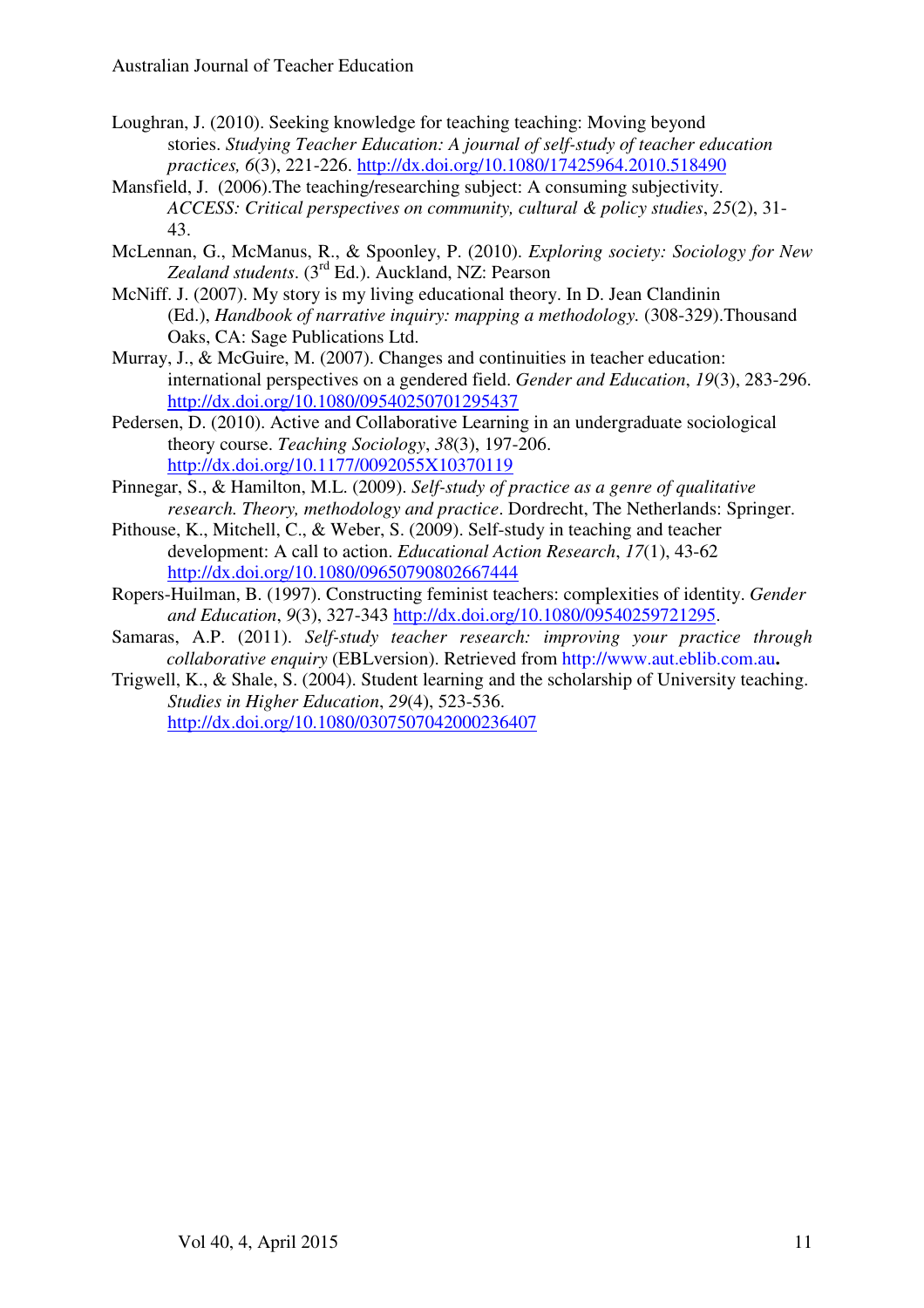Loughran, J. (2010). Seeking knowledge for teaching teaching: Moving beyond stories. *Studying Teacher Education: A journal of self-study of teacher education practices, 6*(3), 221-226. http://dx.doi.org/10.1080/17425964.2010.518490

Mansfield, J. (2006).The teaching/researching subject: A consuming subjectivity. *ACCESS: Critical perspectives on community, cultural & policy studies*, *25*(2), 31-43.

McLennan, G., McManus, R., & Spoonley, P. (2010). *Exploring society: Sociology for New Zealand students*. (3rd Ed.). Auckland, NZ: Pearson

McNiff. J. (2007). My story is my living educational theory. In D. Jean Clandinin (Ed.), *Handbook of narrative inquiry: mapping a methodology.* (308-329).Thousand Oaks, CA: Sage Publications Ltd.

Murray, J., & McGuire, M. (2007). Changes and continuities in teacher education: international perspectives on a gendered field. *Gender and Education*, *19*(3), 283-296. http://dx.doi.org/10.1080/09540250701295437

Pedersen, D. (2010). Active and Collaborative Learning in an undergraduate sociological theory course. *Teaching Sociology*, *38*(3), 197-206. http://dx.doi.org/10.1177/0092055X10370119

Pinnegar, S., & Hamilton, M.L. (2009). *Self-study of practice as a genre of qualitative research. Theory, methodology and practice*. Dordrecht, The Netherlands: Springer.

Pithouse, K., Mitchell, C., & Weber, S. (2009). Self-study in teaching and teacher development: A call to action. *Educational Action Research*, *17*(1), 43-62 http://dx.doi.org/10.1080/09650790802667444

Ropers-Huilman, B. (1997). Constructing feminist teachers: complexities of identity. *Gender and Education*, *9*(3), 327-343 http://dx.doi.org/10.1080/09540259721295.

Samaras, A.P. (2011). *Self-study teacher research: improving your practice through collaborative enquiry* (EBLversion). Retrieved from http://www.aut.eblib.com.au**.**

Trigwell, K., & Shale, S. (2004). Student learning and the scholarship of University teaching. *Studies in Higher Education*, *29*(4), 523-536. http://dx.doi.org/10.1080/0307507042000236407